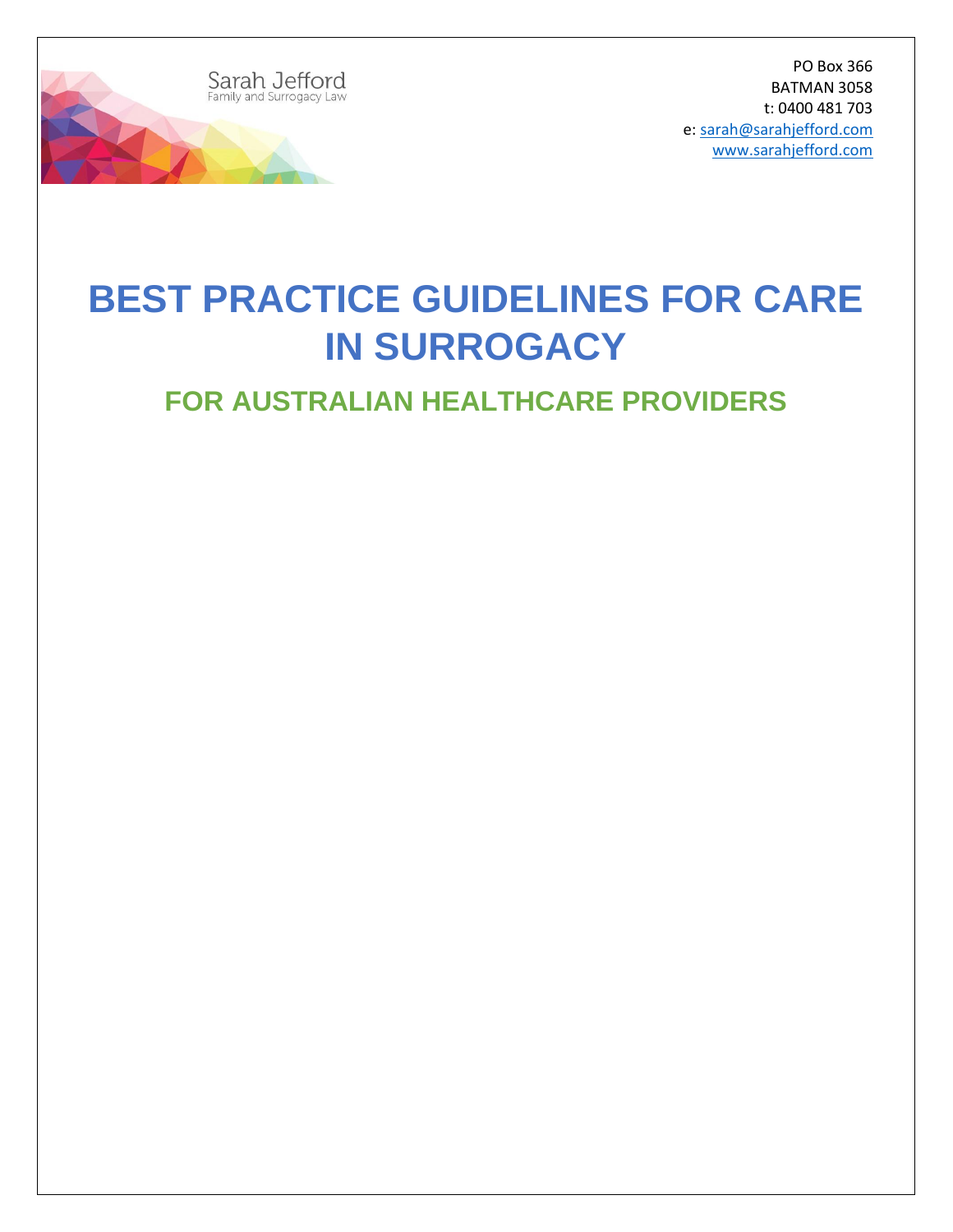Sarah Jefford
Family and Surrogacy Law

PO Box 366
BATMAN 3058
t: 0400 481 703
e: sarah@sarahjefford.com
www.sarahjefford.com

# BEST PRACTICE GUIDELINES FOR CARE IN SURROGACY

## FOR AUSTRALIAN HEALTHCARE PROVIDERS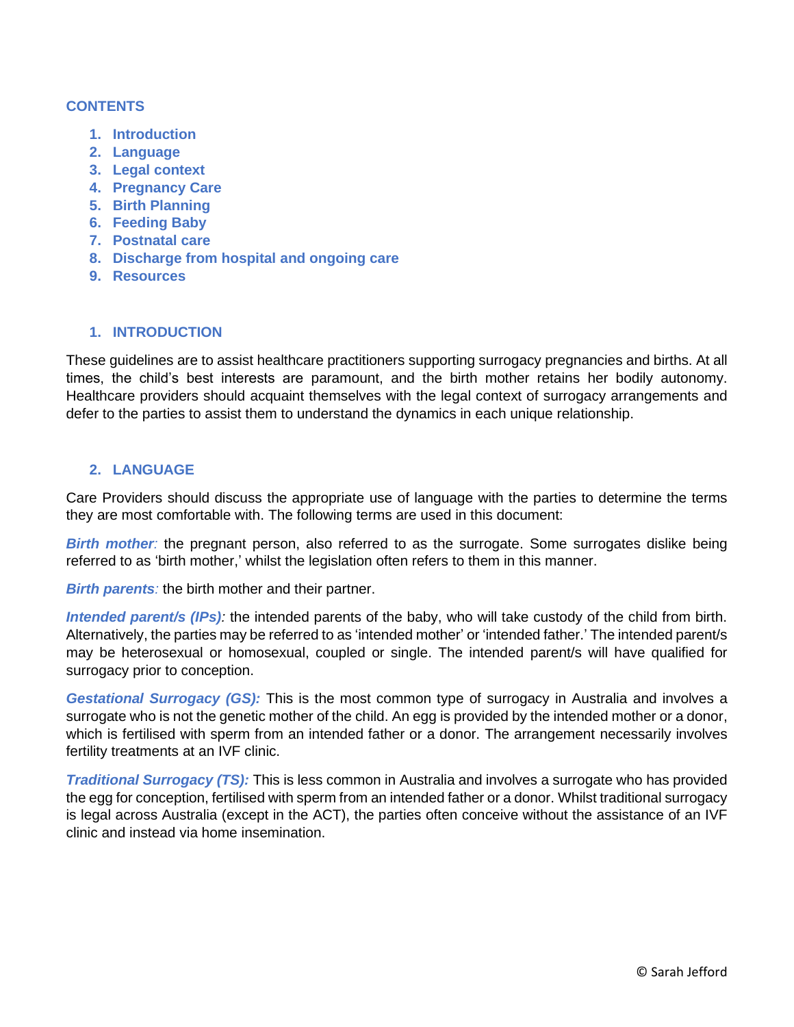## CONTENTS

1. Introduction
2. Language
3. Legal context
4. Pregnancy Care
5. Birth Planning
6. Feeding Baby
7. Postnatal care
8. Discharge from hospital and ongoing care
9. Resources

## 1. INTRODUCTION

These guidelines are to assist healthcare practitioners supporting surrogacy pregnancies and births. At all times, the child's best interests are paramount, and the birth mother retains her bodily autonomy. Healthcare providers should acquaint themselves with the legal context of surrogacy arrangements and defer to the parties to assist them to understand the dynamics in each unique relationship.

## 2. LANGUAGE

Care Providers should discuss the appropriate use of language with the parties to determine the terms they are most comfortable with. The following terms are used in this document:

***Birth mother:*** the pregnant person, also referred to as the surrogate. Some surrogates dislike being referred to as 'birth mother,' whilst the legislation often refers to them in this manner.

***Birth parents:*** the birth mother and their partner.

***Intended parent/s (IPs):*** the intended parents of the baby, who will take custody of the child from birth. Alternatively, the parties may be referred to as 'intended mother' or 'intended father.' The intended parent/s may be heterosexual or homosexual, coupled or single. The intended parent/s will have qualified for surrogacy prior to conception.

***Gestational Surrogacy (GS):*** This is the most common type of surrogacy in Australia and involves a surrogate who is not the genetic mother of the child. An egg is provided by the intended mother or a donor, which is fertilised with sperm from an intended father or a donor. The arrangement necessarily involves fertility treatments at an IVF clinic.

***Traditional Surrogacy (TS):*** This is less common in Australia and involves a surrogate who has provided the egg for conception, fertilised with sperm from an intended father or a donor. Whilst traditional surrogacy is legal across Australia (except in the ACT), the parties often conceive without the assistance of an IVF clinic and instead via home insemination.

© Sarah Jefford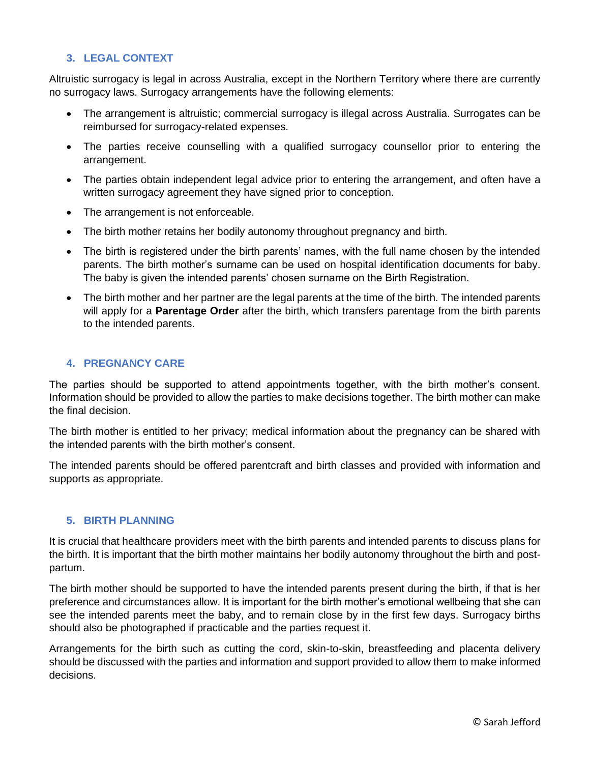## 3. LEGAL CONTEXT

Altruistic surrogacy is legal in across Australia, except in the Northern Territory where there are currently no surrogacy laws. Surrogacy arrangements have the following elements:

- The arrangement is altruistic; commercial surrogacy is illegal across Australia. Surrogates can be reimbursed for surrogacy-related expenses.
- The parties receive counselling with a qualified surrogacy counsellor prior to entering the arrangement.
- The parties obtain independent legal advice prior to entering the arrangement, and often have a written surrogacy agreement they have signed prior to conception.
- The arrangement is not enforceable.
- The birth mother retains her bodily autonomy throughout pregnancy and birth.
- The birth is registered under the birth parents' names, with the full name chosen by the intended parents. The birth mother's surname can be used on hospital identification documents for baby. The baby is given the intended parents' chosen surname on the Birth Registration.
- The birth mother and her partner are the legal parents at the time of the birth. The intended parents will apply for a **Parentage Order** after the birth, which transfers parentage from the birth parents to the intended parents.

## 4. PREGNANCY CARE

The parties should be supported to attend appointments together, with the birth mother's consent. Information should be provided to allow the parties to make decisions together. The birth mother can make the final decision.

The birth mother is entitled to her privacy; medical information about the pregnancy can be shared with the intended parents with the birth mother's consent.

The intended parents should be offered parentcraft and birth classes and provided with information and supports as appropriate.

## 5. BIRTH PLANNING

It is crucial that healthcare providers meet with the birth parents and intended parents to discuss plans for the birth. It is important that the birth mother maintains her bodily autonomy throughout the birth and post-partum.

The birth mother should be supported to have the intended parents present during the birth, if that is her preference and circumstances allow. It is important for the birth mother's emotional wellbeing that she can see the intended parents meet the baby, and to remain close by in the first few days. Surrogacy births should also be photographed if practicable and the parties request it.

Arrangements for the birth such as cutting the cord, skin-to-skin, breastfeeding and placenta delivery should be discussed with the parties and information and support provided to allow them to make informed decisions.

© Sarah Jefford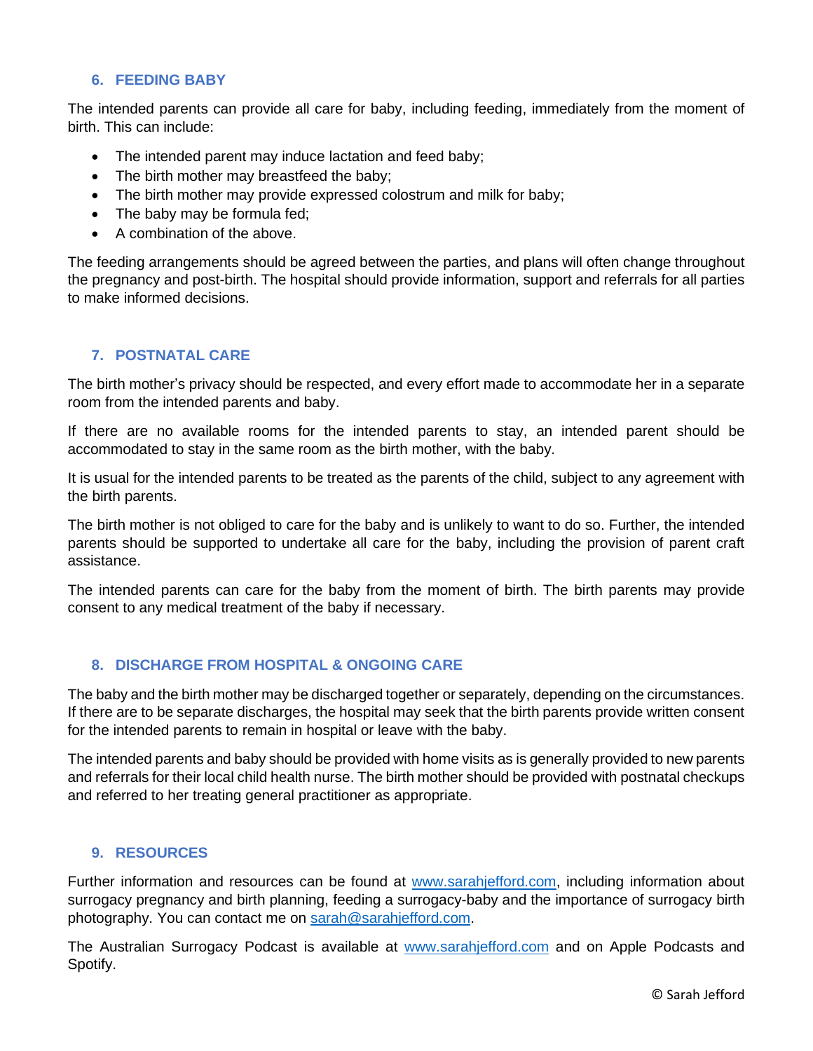## 6. FEEDING BABY

The intended parents can provide all care for baby, including feeding, immediately from the moment of birth. This can include:

- The intended parent may induce lactation and feed baby;
- The birth mother may breastfeed the baby;
- The birth mother may provide expressed colostrum and milk for baby;
- The baby may be formula fed;
- A combination of the above.

The feeding arrangements should be agreed between the parties, and plans will often change throughout the pregnancy and post-birth. The hospital should provide information, support and referrals for all parties to make informed decisions.

## 7. POSTNATAL CARE

The birth mother's privacy should be respected, and every effort made to accommodate her in a separate room from the intended parents and baby.

If there are no available rooms for the intended parents to stay, an intended parent should be accommodated to stay in the same room as the birth mother, with the baby.

It is usual for the intended parents to be treated as the parents of the child, subject to any agreement with the birth parents.

The birth mother is not obliged to care for the baby and is unlikely to want to do so. Further, the intended parents should be supported to undertake all care for the baby, including the provision of parent craft assistance.

The intended parents can care for the baby from the moment of birth. The birth parents may provide consent to any medical treatment of the baby if necessary.

## 8. DISCHARGE FROM HOSPITAL & ONGOING CARE

The baby and the birth mother may be discharged together or separately, depending on the circumstances. If there are to be separate discharges, the hospital may seek that the birth parents provide written consent for the intended parents to remain in hospital or leave with the baby.

The intended parents and baby should be provided with home visits as is generally provided to new parents and referrals for their local child health nurse. The birth mother should be provided with postnatal checkups and referred to her treating general practitioner as appropriate.

## 9. RESOURCES

Further information and resources can be found at [www.sarahjefford.com](http://www.sarahjefford.com), including information about surrogacy pregnancy and birth planning, feeding a surrogacy-baby and the importance of surrogacy birth photography. You can contact me on [sarah@sarahjefford.com](mailto:sarah@sarahjefford.com).

The Australian Surrogacy Podcast is available at [www.sarahjefford.com](http://www.sarahjefford.com) and on Apple Podcasts and Spotify.

© Sarah Jefford